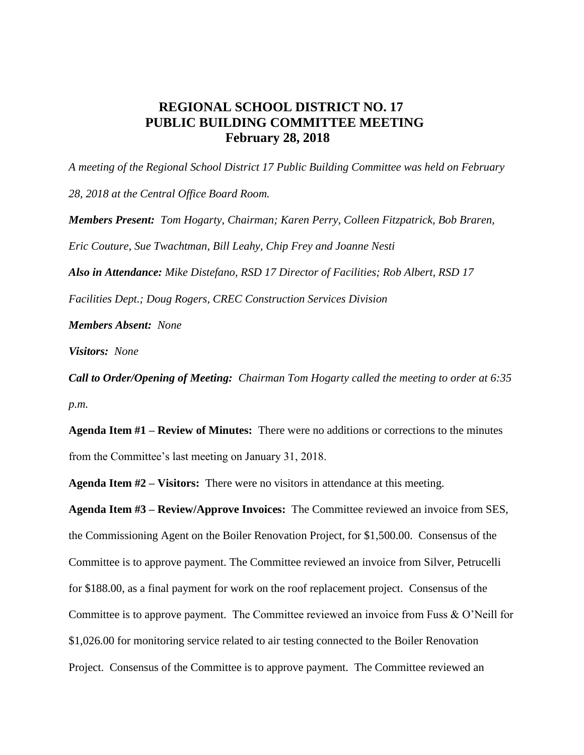# REGIONAL SCHOOL DISTRICT NO. 17
# PUBLIC BUILDING COMMITTEE MEETING
# February 28, 2018

*A meeting of the Regional School District 17 Public Building Committee was held on February 28, 2018 at the Central Office Board Room.*

***Members Present:*** *Tom Hogarty, Chairman; Karen Perry, Colleen Fitzpatrick, Bob Braren, Eric Couture, Sue Twachtman, Bill Leahy, Chip Frey and Joanne Nesti*

***Also in Attendance:*** *Mike Distefano, RSD 17 Director of Facilities; Rob Albert, RSD 17 Facilities Dept.; Doug Rogers, CREC Construction Services Division*

***Members Absent:*** *None*

***Visitors:*** *None*

***Call to Order/Opening of Meeting:*** *Chairman Tom Hogarty called the meeting to order at 6:35 p.m.*

**Agenda Item #1 – Review of Minutes:** There were no additions or corrections to the minutes from the Committee's last meeting on January 31, 2018.

**Agenda Item #2 – Visitors:** There were no visitors in attendance at this meeting.

**Agenda Item #3 – Review/Approve Invoices:** The Committee reviewed an invoice from SES, the Commissioning Agent on the Boiler Renovation Project, for $1,500.00. Consensus of the Committee is to approve payment. The Committee reviewed an invoice from Silver, Petrucelli for $188.00, as a final payment for work on the roof replacement project. Consensus of the Committee is to approve payment. The Committee reviewed an invoice from Fuss & O'Neill for $1,026.00 for monitoring service related to air testing connected to the Boiler Renovation Project. Consensus of the Committee is to approve payment. The Committee reviewed an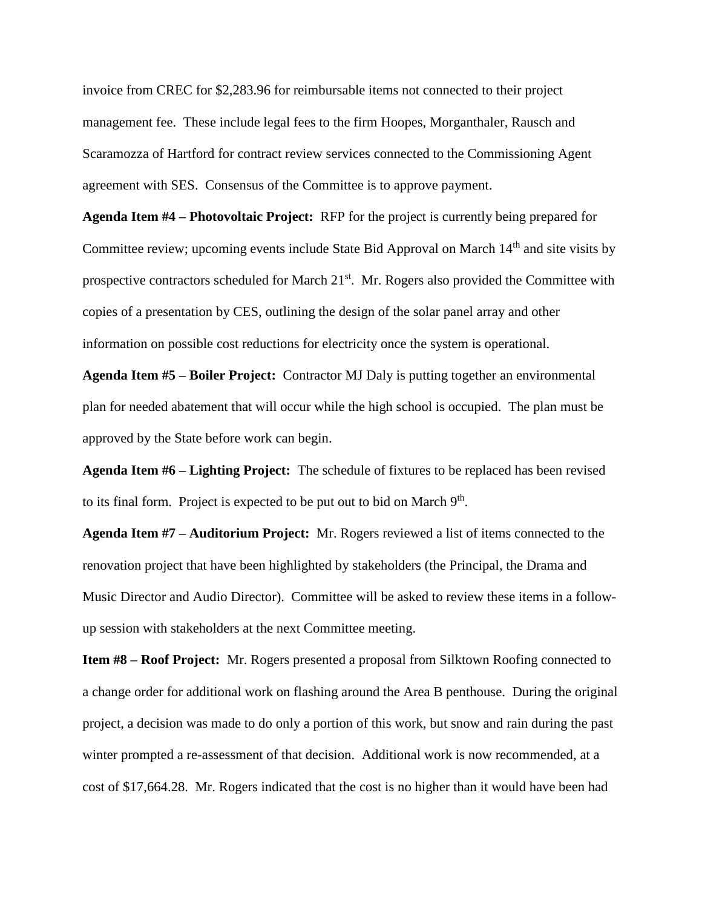invoice from CREC for $2,283.96 for reimbursable items not connected to their project management fee. These include legal fees to the firm Hoopes, Morganthaler, Rausch and Scaramozza of Hartford for contract review services connected to the Commissioning Agent agreement with SES. Consensus of the Committee is to approve payment.

**Agenda Item #4 – Photovoltaic Project:** RFP for the project is currently being prepared for Committee review; upcoming events include State Bid Approval on March 14th and site visits by prospective contractors scheduled for March 21st. Mr. Rogers also provided the Committee with copies of a presentation by CES, outlining the design of the solar panel array and other information on possible cost reductions for electricity once the system is operational.

**Agenda Item #5 – Boiler Project:** Contractor MJ Daly is putting together an environmental plan for needed abatement that will occur while the high school is occupied. The plan must be approved by the State before work can begin.

**Agenda Item #6 – Lighting Project:** The schedule of fixtures to be replaced has been revised to its final form. Project is expected to be put out to bid on March 9th.

**Agenda Item #7 – Auditorium Project:** Mr. Rogers reviewed a list of items connected to the renovation project that have been highlighted by stakeholders (the Principal, the Drama and Music Director and Audio Director). Committee will be asked to review these items in a follow-up session with stakeholders at the next Committee meeting.

**Item #8 – Roof Project:** Mr. Rogers presented a proposal from Silktown Roofing connected to a change order for additional work on flashing around the Area B penthouse. During the original project, a decision was made to do only a portion of this work, but snow and rain during the past winter prompted a re-assessment of that decision. Additional work is now recommended, at a cost of $17,664.28. Mr. Rogers indicated that the cost is no higher than it would have been had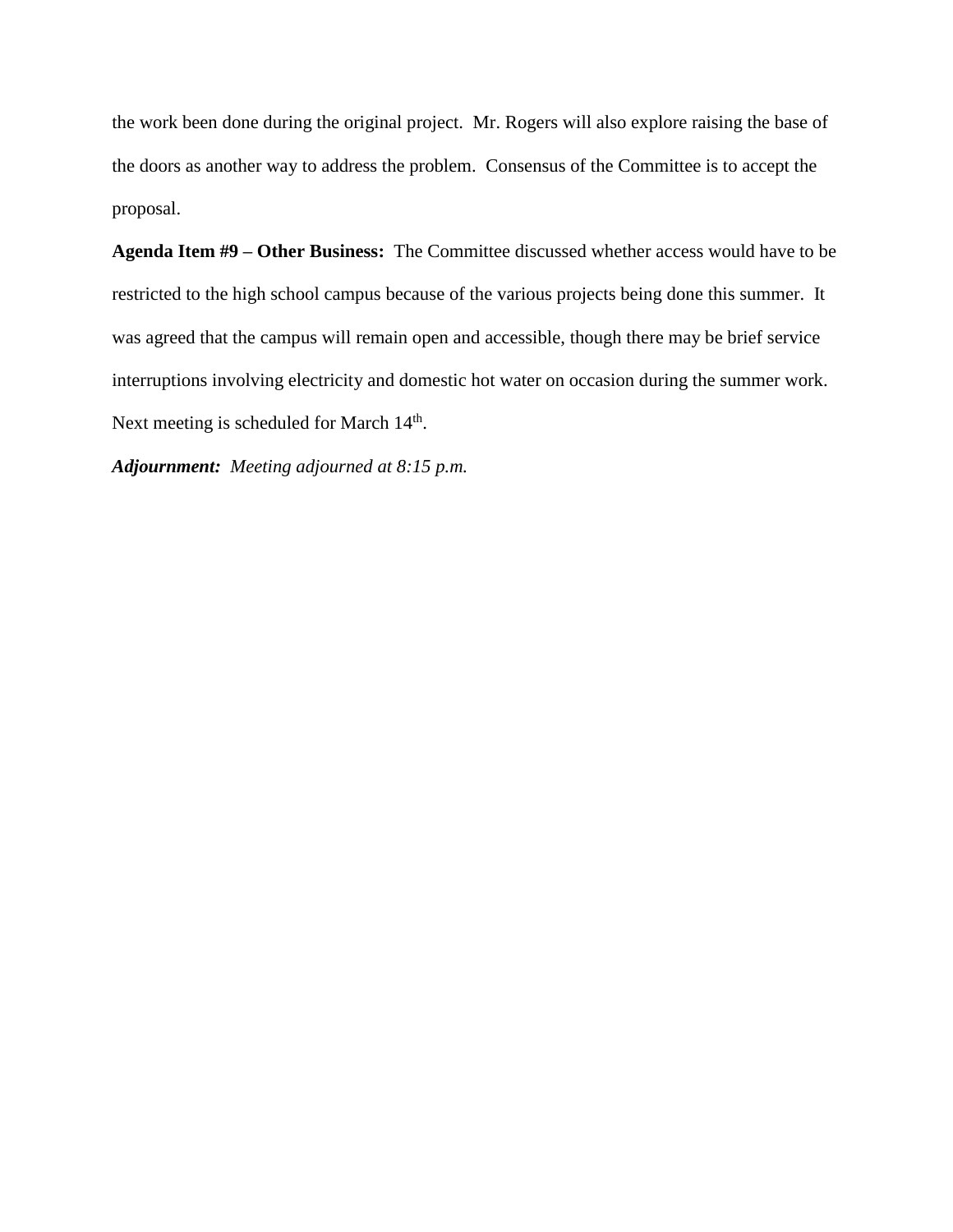the work been done during the original project.  Mr. Rogers will also explore raising the base of the doors as another way to address the problem.  Consensus of the Committee is to accept the proposal.

**Agenda Item #9 – Other Business:**  The Committee discussed whether access would have to be restricted to the high school campus because of the various projects being done this summer.  It was agreed that the campus will remain open and accessible, though there may be brief service interruptions involving electricity and domestic hot water on occasion during the summer work.  Next meeting is scheduled for March 14th.

***Adjournment:*** *Meeting adjourned at 8:15 p.m.*